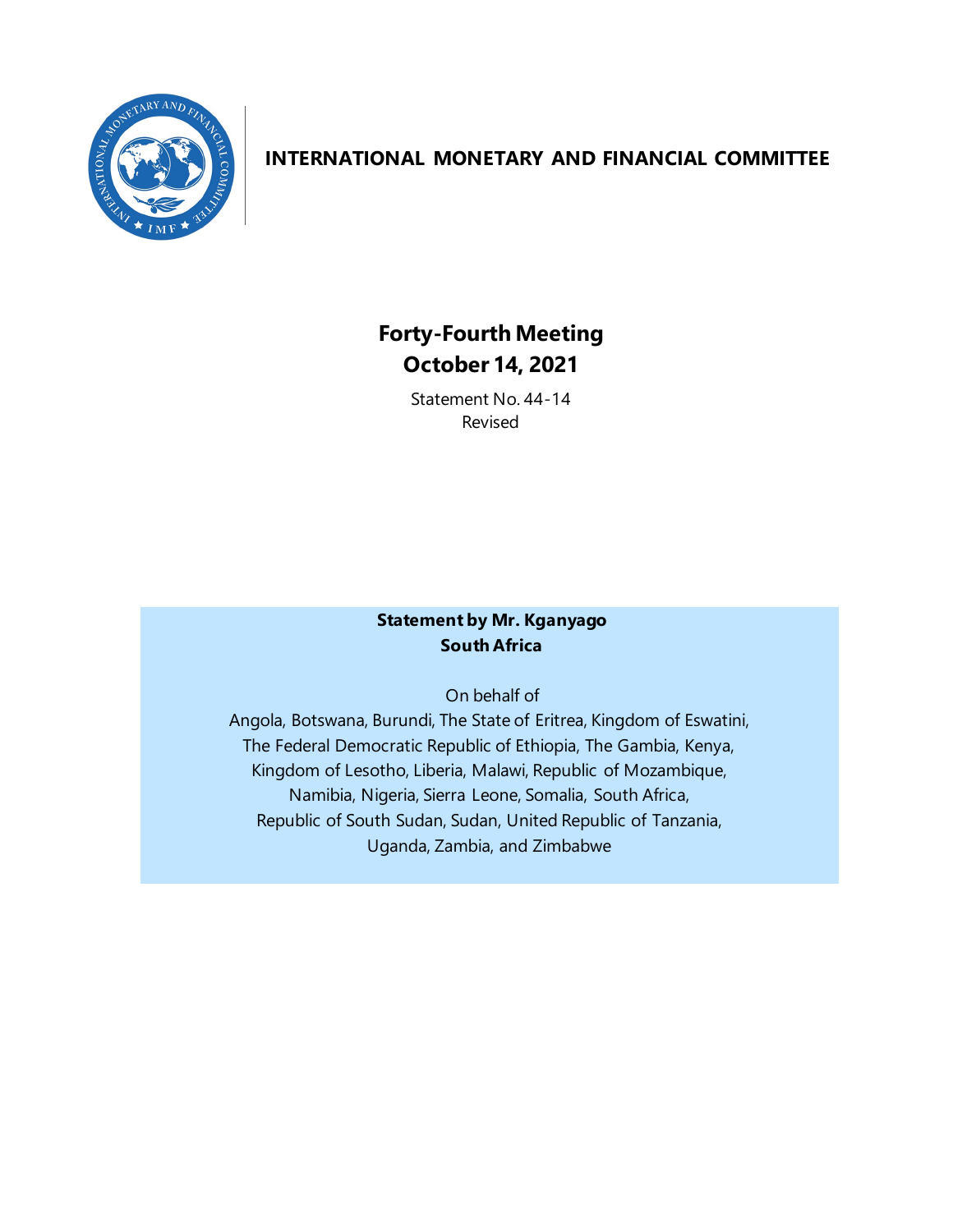# INTERNATIONAL MONETARY AND FINANCIAL COMMITTEE

## Forty-Fourth Meeting
## October 14, 2021

Statement No. 44-14
Revised

**Statement by Mr. Kganyago**
**South Africa**

On behalf of
Angola, Botswana, Burundi, The State of Eritrea, Kingdom of Eswatini, The Federal Democratic Republic of Ethiopia, The Gambia, Kenya, Kingdom of Lesotho, Liberia, Malawi, Republic of Mozambique, Namibia, Nigeria, Sierra Leone, Somalia, South Africa, Republic of South Sudan, Sudan, United Republic of Tanzania, Uganda, Zambia, and Zimbabwe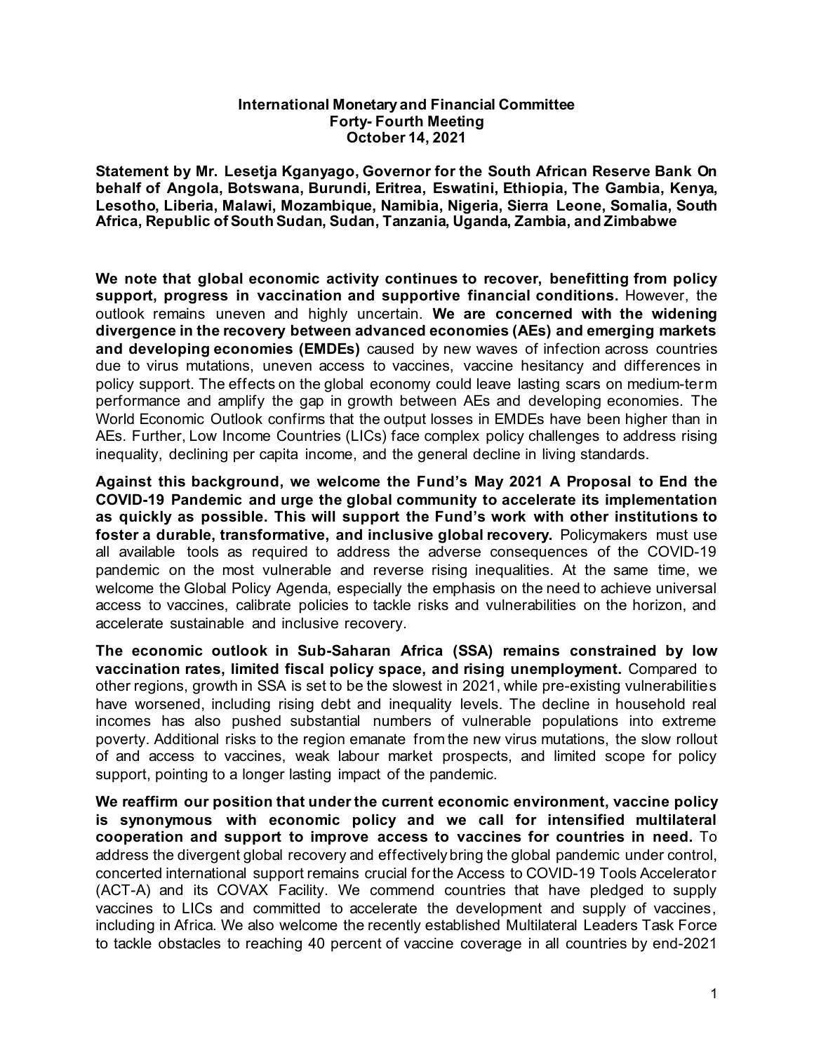**International Monetary and Financial Committee**
**Forty- Fourth Meeting**
**October 14, 2021**

**Statement by Mr. Lesetja Kganyago, Governor for the South African Reserve Bank On behalf of Angola, Botswana, Burundi, Eritrea, Eswatini, Ethiopia, The Gambia, Kenya, Lesotho, Liberia, Malawi, Mozambique, Namibia, Nigeria, Sierra Leone, Somalia, South Africa, Republic of South Sudan, Sudan, Tanzania, Uganda, Zambia, and Zimbabwe**

**We note that global economic activity continues to recover, benefitting from policy support, progress in vaccination and supportive financial conditions.** However, the outlook remains uneven and highly uncertain. **We are concerned with the widening divergence in the recovery between advanced economies (AEs) and emerging markets and developing economies (EMDEs)** caused by new waves of infection across countries due to virus mutations, uneven access to vaccines, vaccine hesitancy and differences in policy support. The effects on the global economy could leave lasting scars on medium-term performance and amplify the gap in growth between AEs and developing economies. The World Economic Outlook confirms that the output losses in EMDEs have been higher than in AEs. Further, Low Income Countries (LICs) face complex policy challenges to address rising inequality, declining per capita income, and the general decline in living standards.

**Against this background, we welcome the Fund's May 2021 A Proposal to End the COVID-19 Pandemic and urge the global community to accelerate its implementation as quickly as possible. This will support the Fund's work with other institutions to foster a durable, transformative, and inclusive global recovery.** Policymakers must use all available tools as required to address the adverse consequences of the COVID-19 pandemic on the most vulnerable and reverse rising inequalities. At the same time, we welcome the Global Policy Agenda, especially the emphasis on the need to achieve universal access to vaccines, calibrate policies to tackle risks and vulnerabilities on the horizon, and accelerate sustainable and inclusive recovery.

**The economic outlook in Sub-Saharan Africa (SSA) remains constrained by low vaccination rates, limited fiscal policy space, and rising unemployment.** Compared to other regions, growth in SSA is set to be the slowest in 2021, while pre-existing vulnerabilities have worsened, including rising debt and inequality levels. The decline in household real incomes has also pushed substantial numbers of vulnerable populations into extreme poverty. Additional risks to the region emanate from the new virus mutations, the slow rollout of and access to vaccines, weak labour market prospects, and limited scope for policy support, pointing to a longer lasting impact of the pandemic.

**We reaffirm our position that under the current economic environment, vaccine policy is synonymous with economic policy and we call for intensified multilateral cooperation and support to improve access to vaccines for countries in need.** To address the divergent global recovery and effectively bring the global pandemic under control, concerted international support remains crucial for the Access to COVID-19 Tools Accelerator (ACT-A) and its COVAX Facility. We commend countries that have pledged to supply vaccines to LICs and committed to accelerate the development and supply of vaccines, including in Africa. We also welcome the recently established Multilateral Leaders Task Force to tackle obstacles to reaching 40 percent of vaccine coverage in all countries by end-2021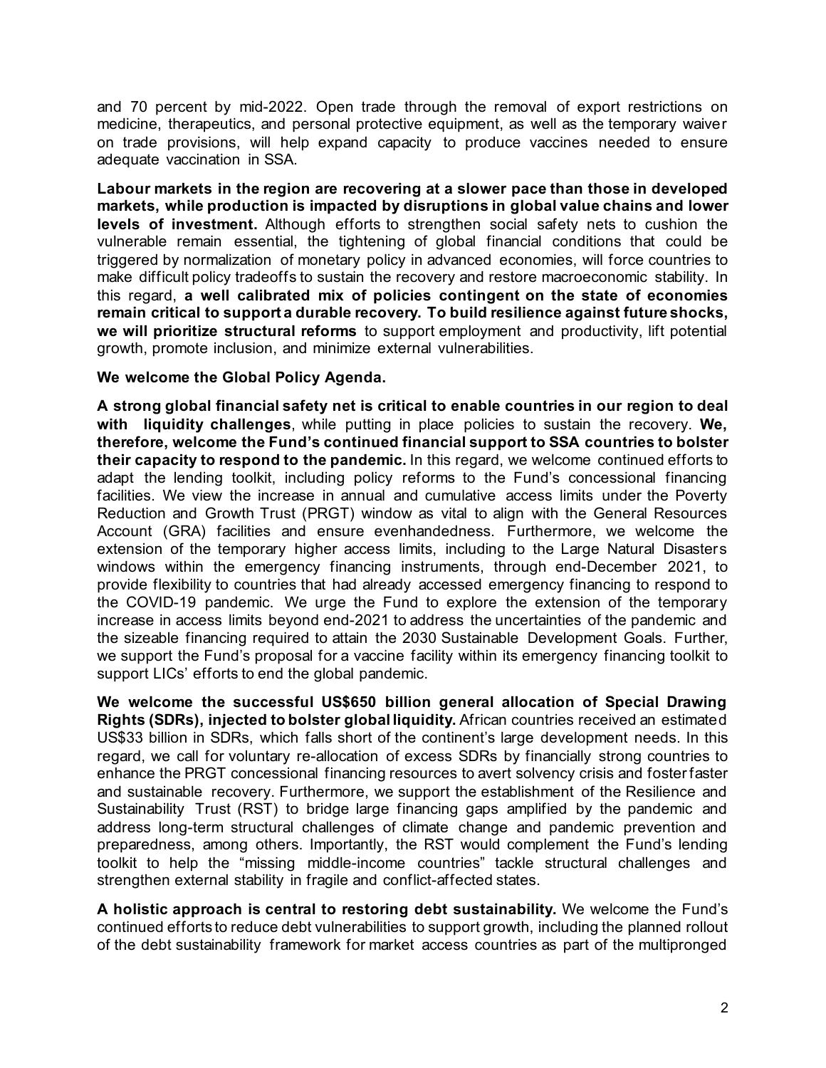and 70 percent by mid-2022. Open trade through the removal of export restrictions on medicine, therapeutics, and personal protective equipment, as well as the temporary waiver on trade provisions, will help expand capacity to produce vaccines needed to ensure adequate vaccination in SSA.

**Labour markets in the region are recovering at a slower pace than those in developed markets, while production is impacted by disruptions in global value chains and lower levels of investment.** Although efforts to strengthen social safety nets to cushion the vulnerable remain essential, the tightening of global financial conditions that could be triggered by normalization of monetary policy in advanced economies, will force countries to make difficult policy tradeoffs to sustain the recovery and restore macroeconomic stability. In this regard, **a well calibrated mix of policies contingent on the state of economies remain critical to support a durable recovery. To build resilience against future shocks, we will prioritize structural reforms** to support employment and productivity, lift potential growth, promote inclusion, and minimize external vulnerabilities.

**We welcome the Global Policy Agenda.**

**A strong global financial safety net is critical to enable countries in our region to deal with liquidity challenges**, while putting in place policies to sustain the recovery. **We, therefore, welcome the Fund's continued financial support to SSA countries to bolster their capacity to respond to the pandemic.** In this regard, we welcome continued efforts to adapt the lending toolkit, including policy reforms to the Fund's concessional financing facilities. We view the increase in annual and cumulative access limits under the Poverty Reduction and Growth Trust (PRGT) window as vital to align with the General Resources Account (GRA) facilities and ensure evenhandedness. Furthermore, we welcome the extension of the temporary higher access limits, including to the Large Natural Disasters windows within the emergency financing instruments, through end-December 2021, to provide flexibility to countries that had already accessed emergency financing to respond to the COVID-19 pandemic. We urge the Fund to explore the extension of the temporary increase in access limits beyond end-2021 to address the uncertainties of the pandemic and the sizeable financing required to attain the 2030 Sustainable Development Goals. Further, we support the Fund's proposal for a vaccine facility within its emergency financing toolkit to support LICs' efforts to end the global pandemic.

**We welcome the successful US$650 billion general allocation of Special Drawing Rights (SDRs), injected to bolster global liquidity.** African countries received an estimated US$33 billion in SDRs, which falls short of the continent's large development needs. In this regard, we call for voluntary re-allocation of excess SDRs by financially strong countries to enhance the PRGT concessional financing resources to avert solvency crisis and foster faster and sustainable recovery. Furthermore, we support the establishment of the Resilience and Sustainability Trust (RST) to bridge large financing gaps amplified by the pandemic and address long-term structural challenges of climate change and pandemic prevention and preparedness, among others. Importantly, the RST would complement the Fund's lending toolkit to help the "missing middle-income countries" tackle structural challenges and strengthen external stability in fragile and conflict-affected states.

**A holistic approach is central to restoring debt sustainability.** We welcome the Fund's continued efforts to reduce debt vulnerabilities to support growth, including the planned rollout of the debt sustainability framework for market access countries as part of the multipronged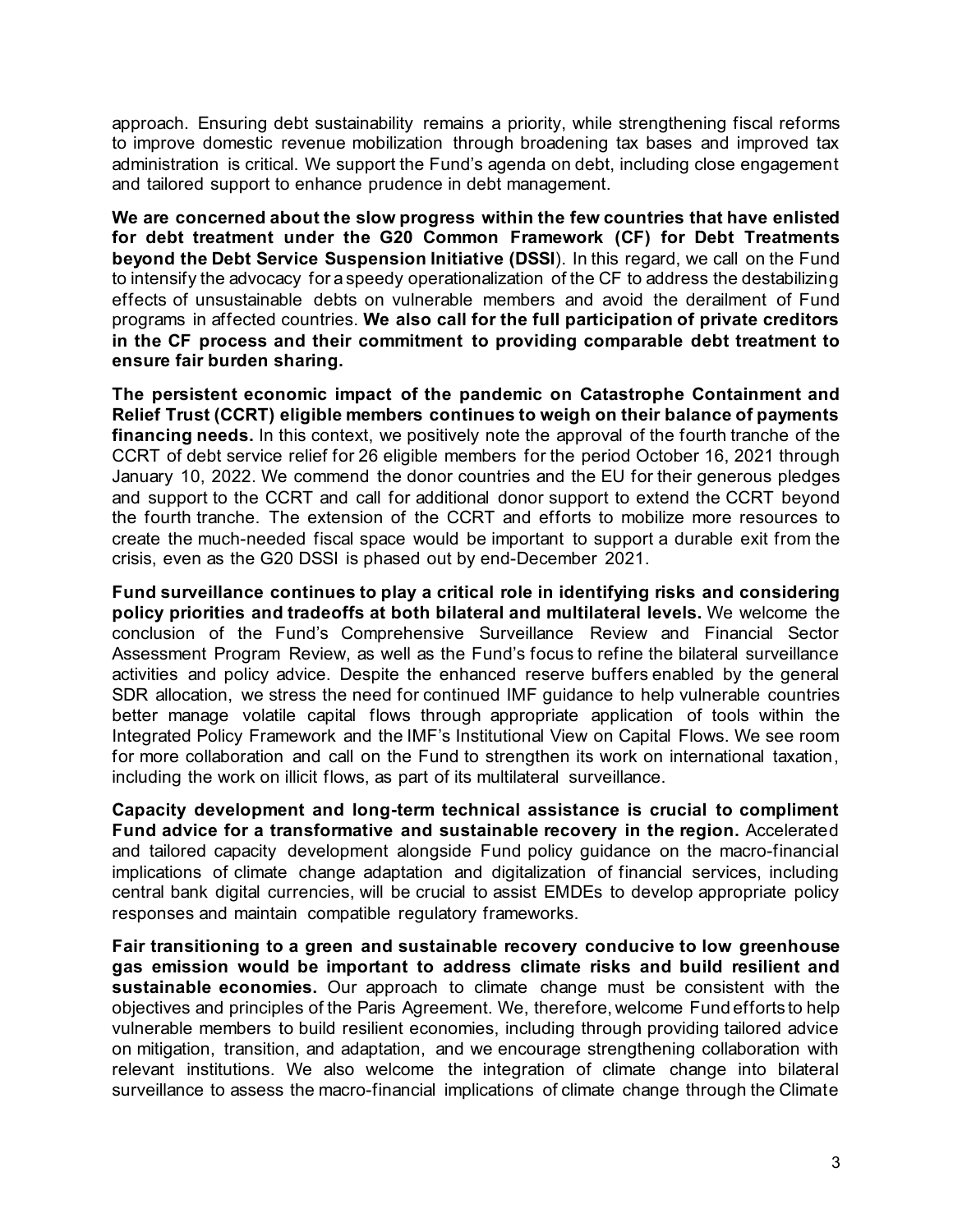approach. Ensuring debt sustainability remains a priority, while strengthening fiscal reforms to improve domestic revenue mobilization through broadening tax bases and improved tax administration is critical. We support the Fund's agenda on debt, including close engagement and tailored support to enhance prudence in debt management.

**We are concerned about the slow progress within the few countries that have enlisted for debt treatment under the G20 Common Framework (CF) for Debt Treatments beyond the Debt Service Suspension Initiative (DSSI**). In this regard, we call on the Fund to intensify the advocacy for a speedy operationalization of the CF to address the destabilizing effects of unsustainable debts on vulnerable members and avoid the derailment of Fund programs in affected countries. **We also call for the full participation of private creditors in the CF process and their commitment to providing comparable debt treatment to ensure fair burden sharing.**

**The persistent economic impact of the pandemic on Catastrophe Containment and Relief Trust (CCRT) eligible members continues to weigh on their balance of payments financing needs.** In this context, we positively note the approval of the fourth tranche of the CCRT of debt service relief for 26 eligible members for the period October 16, 2021 through January 10, 2022. We commend the donor countries and the EU for their generous pledges and support to the CCRT and call for additional donor support to extend the CCRT beyond the fourth tranche. The extension of the CCRT and efforts to mobilize more resources to create the much-needed fiscal space would be important to support a durable exit from the crisis, even as the G20 DSSI is phased out by end-December 2021.

**Fund surveillance continues to play a critical role in identifying risks and considering policy priorities and tradeoffs at both bilateral and multilateral levels.** We welcome the conclusion of the Fund's Comprehensive Surveillance Review and Financial Sector Assessment Program Review, as well as the Fund's focus to refine the bilateral surveillance activities and policy advice. Despite the enhanced reserve buffers enabled by the general SDR allocation, we stress the need for continued IMF guidance to help vulnerable countries better manage volatile capital flows through appropriate application of tools within the Integrated Policy Framework and the IMF's Institutional View on Capital Flows. We see room for more collaboration and call on the Fund to strengthen its work on international taxation, including the work on illicit flows, as part of its multilateral surveillance.

**Capacity development and long-term technical assistance is crucial to compliment Fund advice for a transformative and sustainable recovery in the region.** Accelerated and tailored capacity development alongside Fund policy guidance on the macro-financial implications of climate change adaptation and digitalization of financial services, including central bank digital currencies, will be crucial to assist EMDEs to develop appropriate policy responses and maintain compatible regulatory frameworks.

**Fair transitioning to a green and sustainable recovery conducive to low greenhouse gas emission would be important to address climate risks and build resilient and sustainable economies.** Our approach to climate change must be consistent with the objectives and principles of the Paris Agreement. We, therefore, welcome Fund efforts to help vulnerable members to build resilient economies, including through providing tailored advice on mitigation, transition, and adaptation, and we encourage strengthening collaboration with relevant institutions. We also welcome the integration of climate change into bilateral surveillance to assess the macro-financial implications of climate change through the Climate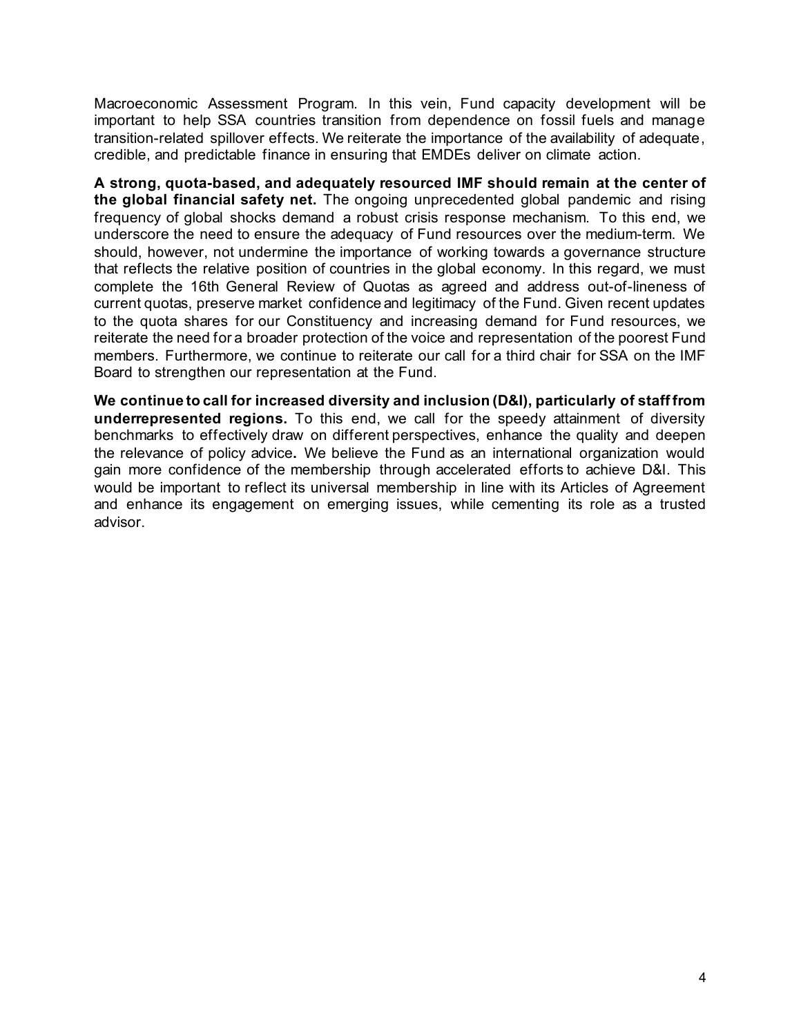Macroeconomic Assessment Program. In this vein, Fund capacity development will be important to help SSA countries transition from dependence on fossil fuels and manage transition-related spillover effects. We reiterate the importance of the availability of adequate, credible, and predictable finance in ensuring that EMDEs deliver on climate action.

**A strong, quota-based, and adequately resourced IMF should remain at the center of the global financial safety net.** The ongoing unprecedented global pandemic and rising frequency of global shocks demand a robust crisis response mechanism. To this end, we underscore the need to ensure the adequacy of Fund resources over the medium-term. We should, however, not undermine the importance of working towards a governance structure that reflects the relative position of countries in the global economy. In this regard, we must complete the 16th General Review of Quotas as agreed and address out-of-lineness of current quotas, preserve market confidence and legitimacy of the Fund. Given recent updates to the quota shares for our Constituency and increasing demand for Fund resources, we reiterate the need for a broader protection of the voice and representation of the poorest Fund members. Furthermore, we continue to reiterate our call for a third chair for SSA on the IMF Board to strengthen our representation at the Fund.

**We continue to call for increased diversity and inclusion (D&I), particularly of staff from underrepresented regions.** To this end, we call for the speedy attainment of diversity benchmarks to effectively draw on different perspectives, enhance the quality and deepen the relevance of policy advice**.** We believe the Fund as an international organization would gain more confidence of the membership through accelerated efforts to achieve D&I. This would be important to reflect its universal membership in line with its Articles of Agreement and enhance its engagement on emerging issues, while cementing its role as a trusted advisor.